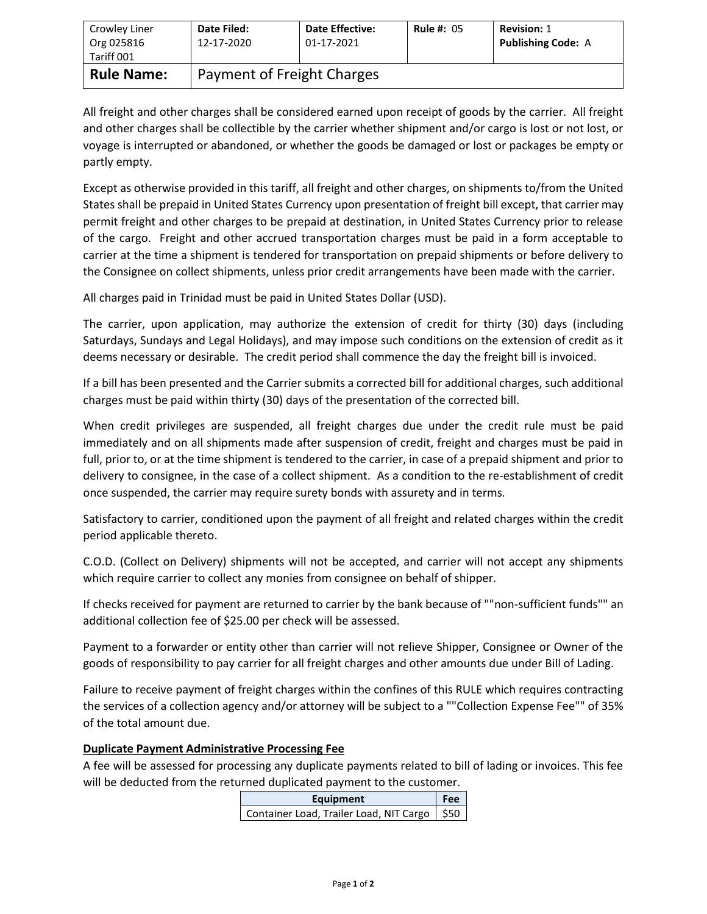| Crowley Liner Org 025816 Tariff 001 | **Date Filed:** 12-17-2020 | **Date Effective:** 01-17-2021 | **Rule #:** 05 | **Revision:** 1 **Publishing Code:** A |
| --- | --- | --- | --- | --- |
| **Rule Name:** | Payment of Freight Charges | | | |

All freight and other charges shall be considered earned upon receipt of goods by the carrier. All freight and other charges shall be collectible by the carrier whether shipment and/or cargo is lost or not lost, or voyage is interrupted or abandoned, or whether the goods be damaged or lost or packages be empty or partly empty.

Except as otherwise provided in this tariff, all freight and other charges, on shipments to/from the United States shall be prepaid in United States Currency upon presentation of freight bill except, that carrier may permit freight and other charges to be prepaid at destination, in United States Currency prior to release of the cargo. Freight and other accrued transportation charges must be paid in a form acceptable to carrier at the time a shipment is tendered for transportation on prepaid shipments or before delivery to the Consignee on collect shipments, unless prior credit arrangements have been made with the carrier.

All charges paid in Trinidad must be paid in United States Dollar (USD).

The carrier, upon application, may authorize the extension of credit for thirty (30) days (including Saturdays, Sundays and Legal Holidays), and may impose such conditions on the extension of credit as it deems necessary or desirable. The credit period shall commence the day the freight bill is invoiced.

If a bill has been presented and the Carrier submits a corrected bill for additional charges, such additional charges must be paid within thirty (30) days of the presentation of the corrected bill.

When credit privileges are suspended, all freight charges due under the credit rule must be paid immediately and on all shipments made after suspension of credit, freight and charges must be paid in full, prior to, or at the time shipment is tendered to the carrier, in case of a prepaid shipment and prior to delivery to consignee, in the case of a collect shipment. As a condition to the re-establishment of credit once suspended, the carrier may require surety bonds with assurety and in terms.

Satisfactory to carrier, conditioned upon the payment of all freight and related charges within the credit period applicable thereto.

C.O.D. (Collect on Delivery) shipments will not be accepted, and carrier will not accept any shipments which require carrier to collect any monies from consignee on behalf of shipper.

If checks received for payment are returned to carrier by the bank because of ""non-sufficient funds"" an additional collection fee of $25.00 per check will be assessed.

Payment to a forwarder or entity other than carrier will not relieve Shipper, Consignee or Owner of the goods of responsibility to pay carrier for all freight charges and other amounts due under Bill of Lading.

Failure to receive payment of freight charges within the confines of this RULE which requires contracting the services of a collection agency and/or attorney will be subject to a ""Collection Expense Fee"" of 35% of the total amount due.

**Duplicate Payment Administrative Processing Fee**

A fee will be assessed for processing any duplicate payments related to bill of lading or invoices. This fee will be deducted from the returned duplicated payment to the customer.

| Equipment | Fee |
| --- | --- |
| Container Load, Trailer Load, NIT Cargo | $50 |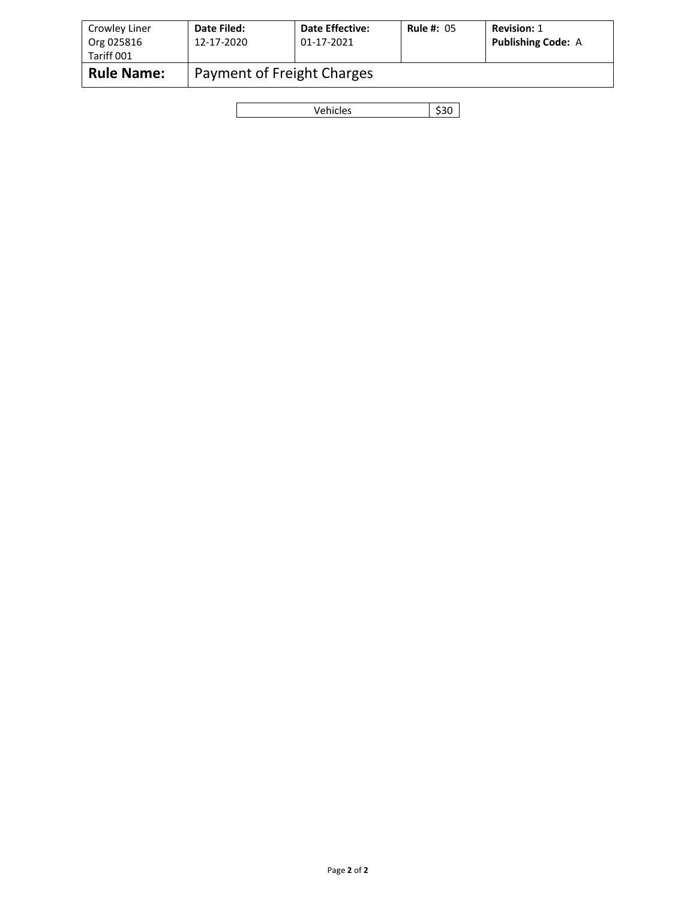| | |
|---|---|
| Vehicles | $30 |